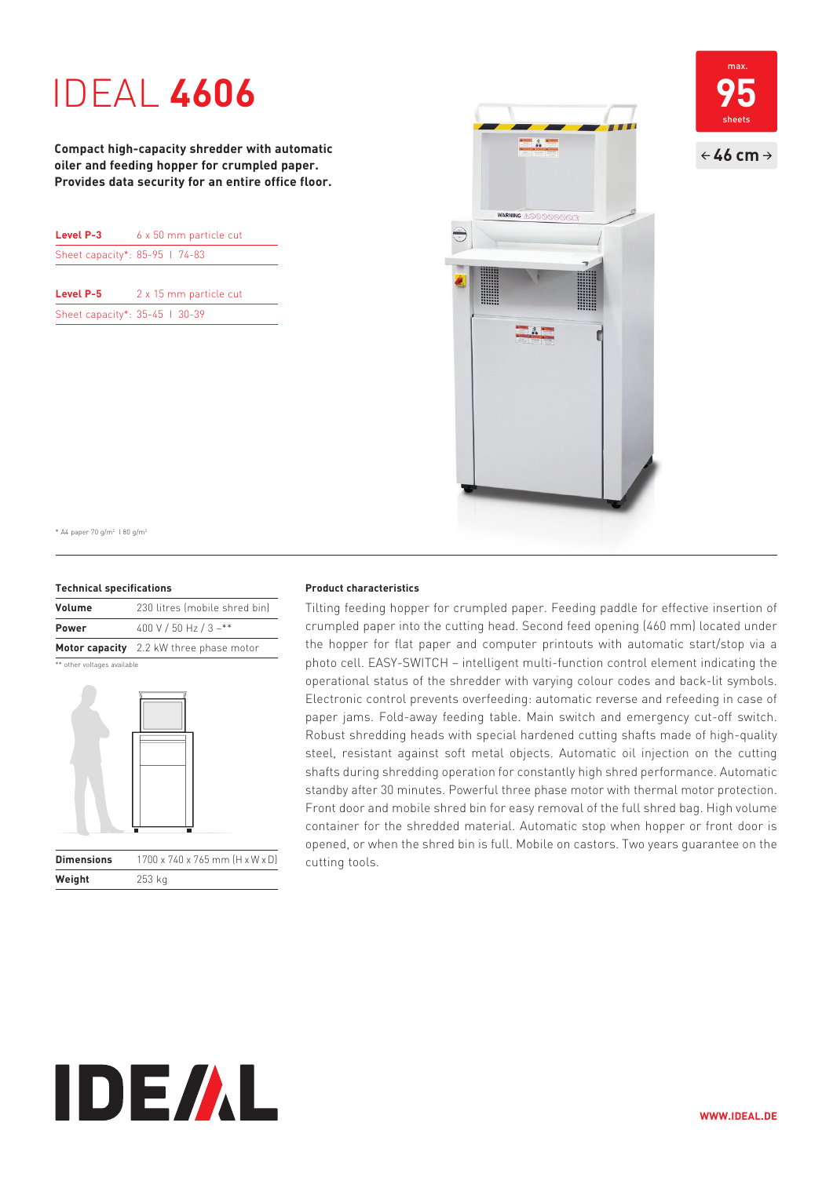# IDEAL **4606**

**Compact high-capacity shredder with automatic oiler and feeding hopper for crumpled paper. Provides data security for an entire office floor.**

max. **95** sheets

← **46 cm** →

| **Level P-3** | 6 x 50 mm particle cut |
|---|---|
| Sheet capacity*: | 85-95 I 74-83 |

| **Level P-5** | 2 x 15 mm particle cut |
|---|---|
| Sheet capacity*: | 35-45 I 30-39 |

* A4 paper 70 g/m² I 80 g/m²

### Technical specifications

| | |
|---|---|
| **Volume** | 230 litres (mobile shred bin) |
| **Power** | 400 V / 50 Hz / 3 ~** |
| **Motor capacity** | 2.2 kW three phase motor |

** other voltages available

| | |
|---|---|
| **Dimensions** | 1700 x 740 x 765 mm (H x W x D) |
| **Weight** | 253 kg |

### Product characteristics

Tilting feeding hopper for crumpled paper. Feeding paddle for effective insertion of crumpled paper into the cutting head. Second feed opening (460 mm) located under the hopper for flat paper and computer printouts with automatic start/stop via a photo cell. EASY-SWITCH – intelligent multi-function control element indicating the operational status of the shredder with varying colour codes and back-lit symbols. Electronic control prevents overfeeding: automatic reverse and refeeding in case of paper jams. Fold-away feeding table. Main switch and emergency cut-off switch. Robust shredding heads with special hardened cutting shafts made of high-quality steel, resistant against soft metal objects. Automatic oil injection on the cutting shafts during shredding operation for constantly high shred performance. Automatic standby after 30 minutes. Powerful three phase motor with thermal motor protection. Front door and mobile shred bin for easy removal of the full shred bag. High volume container for the shredded material. Automatic stop when hopper or front door is opened, or when the shred bin is full. Mobile on castors. Two years guarantee on the cutting tools.

**WWW.IDEAL.DE**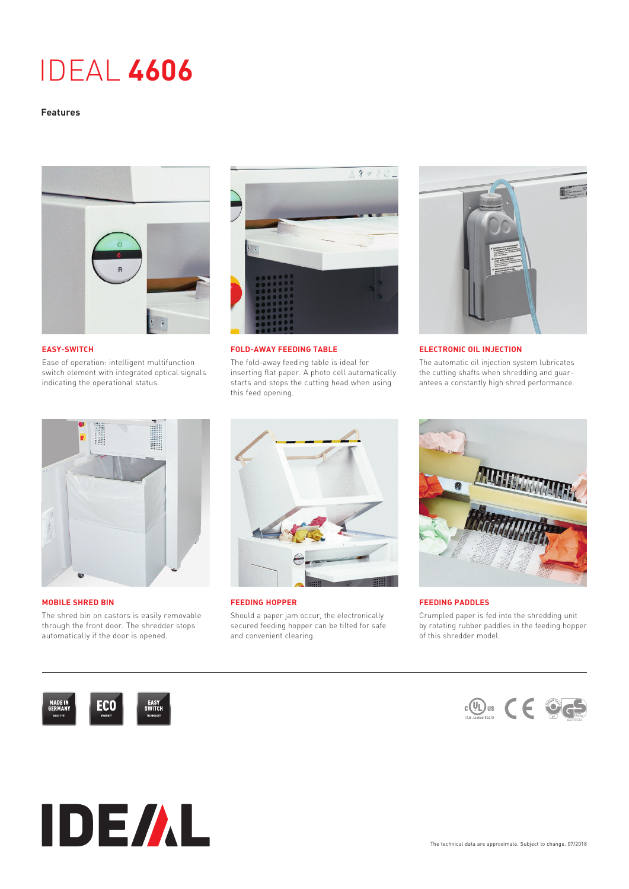# IDEAL **4606**

**Features**

### EASY-SWITCH

Ease of operation: intelligent multifunction switch element with integrated optical signals indicating the operational status.

### FOLD-AWAY FEEDING TABLE

The fold-away feeding table is ideal for inserting flat paper. A photo cell automatically starts and stops the cutting head when using this feed opening.

### ELECTRONIC OIL INJECTION

The automatic oil injection system lubricates the cutting shafts when shredding and guarantees a constantly high shred performance.

### MOBILE SHRED BIN

The shred bin on castors is easily removable through the front door. The shredder stops automatically if the door is opened.

### FEEDING HOPPER

Should a paper jam occur, the electronically secured feeding hopper can be tilted for safe and convenient clearing.

### FEEDING PADDLES

Crumpled paper is fed into the shredding unit by rotating rubber paddles in the feeding hopper of this shredder model.

MADE IN GERMANY SINCE 1951 | ECO FRIENDLY | EASY SWITCH TECHNOLOGY

I.T.E. Listed 802 D

The technical data are approximate. Subject to change. 07/2018